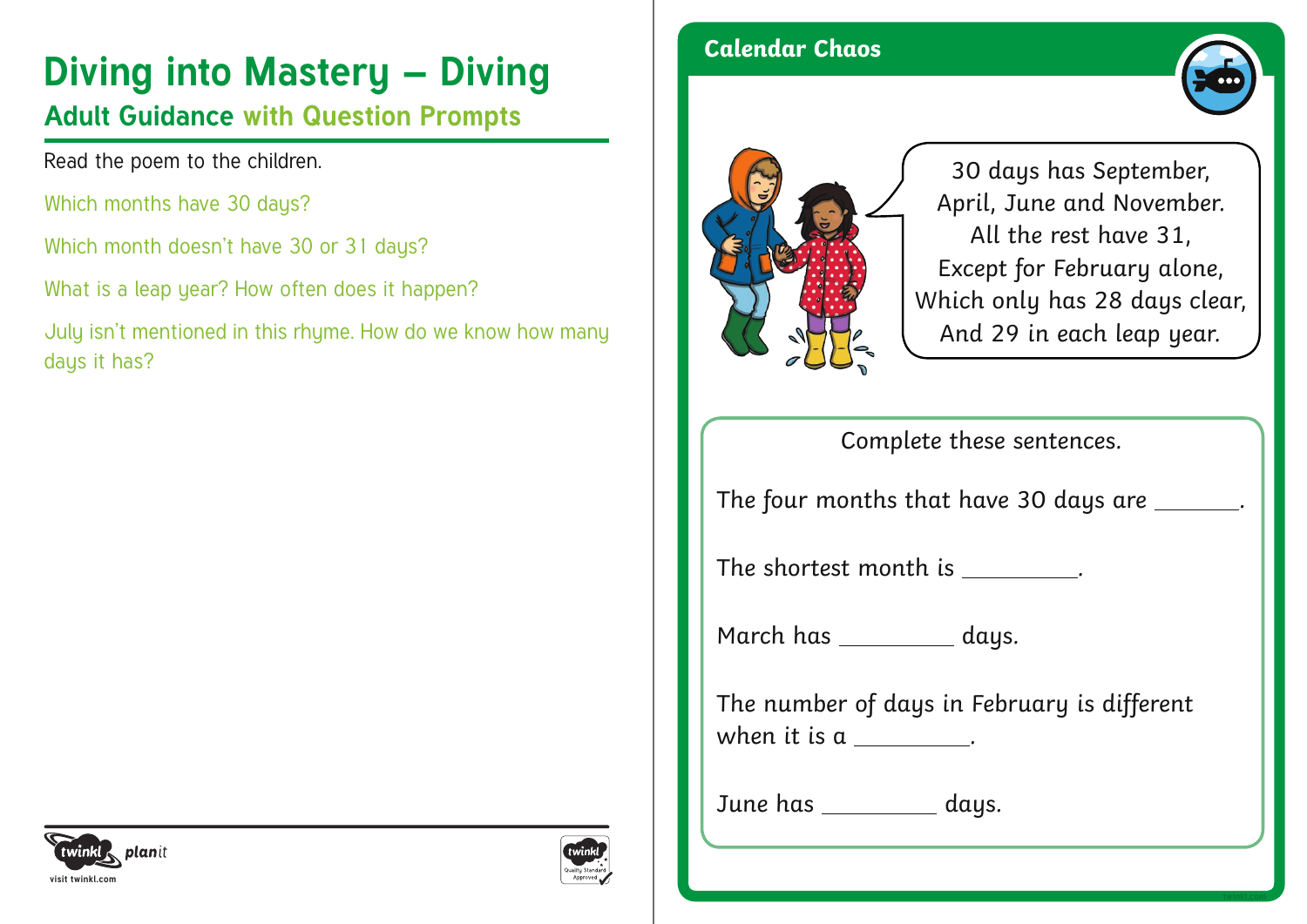# Diving into Mastery – Diving

## Adult Guidance with Question Prompts

Read the poem to the children.

Which months have 30 days?

Which month doesn't have 30 or 31 days?

What is a leap year? How often does it happen?

July isn't mentioned in this rhyme. How do we know how many days it has?

## Calendar Chaos

30 days has September,
April, June and November.
All the rest have 31,
Except for February alone,
Which only has 28 days clear,
And 29 in each leap year.

Complete these sentences.

The four months that have 30 days are _______.

The shortest month is _________.

March has _________ days.

The number of days in February is different when it is a _________.

June has _________ days.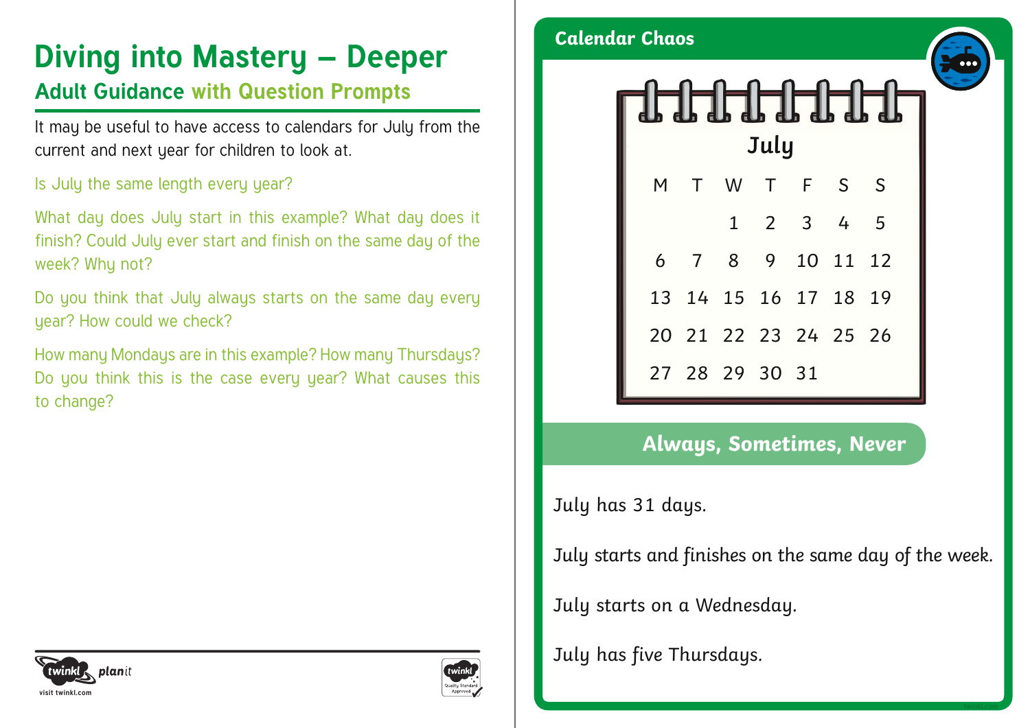# Diving into Mastery – Deeper

## Adult Guidance with Question Prompts

It may be useful to have access to calendars for July from the current and next year for children to look at.

Is July the same length every year?

What day does July start in this example? What day does it finish? Could July ever start and finish on the same day of the week? Why not?

Do you think that July always starts on the same day every year? How could we check?

How many Mondays are in this example? How many Thursdays? Do you think this is the case every year? What causes this to change?

## Calendar Chaos

**July**

| M | T | W | T | F | S | S |
|---|---|---|---|---|---|---|
| | | 1 | 2 | 3 | 4 | 5 |
| 6 | 7 | 8 | 9 | 10 | 11 | 12 |
| 13 | 14 | 15 | 16 | 17 | 18 | 19 |
| 20 | 21 | 22 | 23 | 24 | 25 | 26 |
| 27 | 28 | 29 | 30 | 31 | | |

### Always, Sometimes, Never

July has 31 days.

July starts and finishes on the same day of the week.

July starts on a Wednesday.

July has five Thursdays.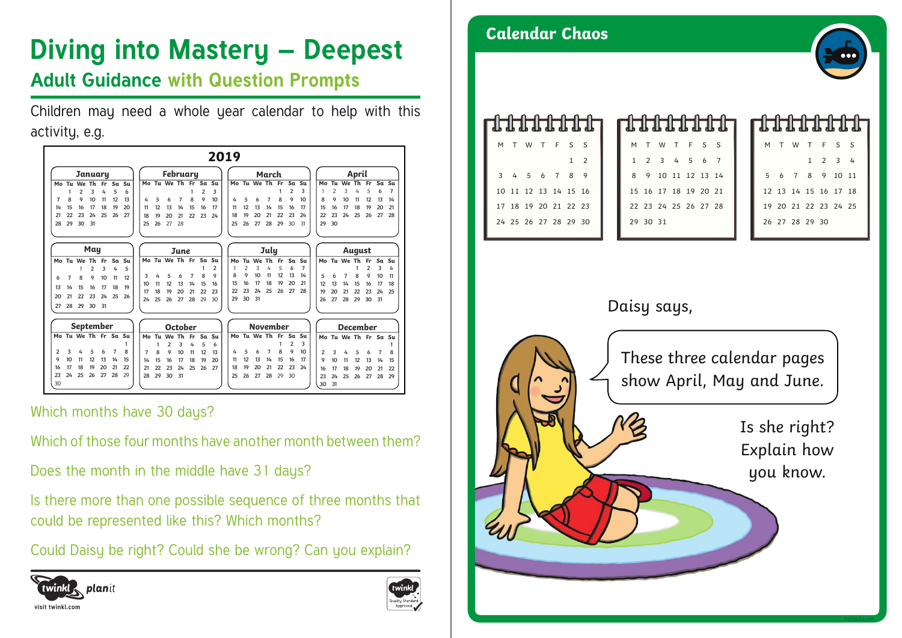# Diving into Mastery – Deepest

## Adult Guidance with Question Prompts

Children may need a whole year calendar to help with this activity, e.g.

**2019**

| January | | | | | | |
|---|---|---|---|---|---|---|
| Mo | Tu | We | Th | Fr | Sa | Su |
| | 1 | 2 | 3 | 4 | 5 | 6 |
| 7 | 8 | 9 | 10 | 11 | 12 | 13 |
| 14 | 15 | 16 | 17 | 18 | 19 | 20 |
| 21 | 22 | 23 | 24 | 25 | 26 | 27 |
| 28 | 29 | 30 | 31 | | | |

| February | | | | | | |
|---|---|---|---|---|---|---|
| Mo | Tu | We | Th | Fr | Sa | Su |
| | | | | 1 | 2 | 3 |
| 4 | 5 | 6 | 7 | 8 | 9 | 10 |
| 11 | 12 | 13 | 14 | 15 | 16 | 17 |
| 18 | 19 | 20 | 21 | 22 | 23 | 24 |
| 25 | 26 | 27 | 28 | | | |

| March | | | | | | |
|---|---|---|---|---|---|---|
| Mo | Tu | We | Th | Fr | Sa | Su |
| | | | | 1 | 2 | 3 |
| 4 | 5 | 6 | 7 | 8 | 9 | 10 |
| 11 | 12 | 13 | 14 | 15 | 16 | 17 |
| 18 | 19 | 20 | 21 | 22 | 23 | 24 |
| 25 | 26 | 27 | 28 | 29 | 30 | 31 |

| April | | | | | | |
|---|---|---|---|---|---|---|
| Mo | Tu | We | Th | Fr | Sa | Su |
| 1 | 2 | 3 | 4 | 5 | 6 | 7 |
| 8 | 9 | 10 | 11 | 12 | 13 | 14 |
| 15 | 16 | 17 | 18 | 19 | 20 | 21 |
| 22 | 23 | 24 | 25 | 26 | 27 | 28 |
| 29 | 30 | | | | | |

| May | | | | | | |
|---|---|---|---|---|---|---|
| Mo | Tu | We | Th | Fr | Sa | Su |
| | | 1 | 2 | 3 | 4 | 5 |
| 6 | 7 | 8 | 9 | 10 | 11 | 12 |
| 13 | 14 | 15 | 16 | 17 | 18 | 19 |
| 20 | 21 | 22 | 23 | 24 | 25 | 26 |
| 27 | 28 | 29 | 30 | 31 | | |

| June | | | | | | |
|---|---|---|---|---|---|---|
| Mo | Tu | We | Th | Fr | Sa | Su |
| | | | | | 1 | 2 |
| 3 | 4 | 5 | 6 | 7 | 8 | 9 |
| 10 | 11 | 12 | 13 | 14 | 15 | 16 |
| 17 | 18 | 19 | 20 | 21 | 22 | 23 |
| 24 | 25 | 26 | 27 | 28 | 29 | 30 |

| July | | | | | | |
|---|---|---|---|---|---|---|
| Mo | Tu | We | Th | Fr | Sa | Su |
| 1 | 2 | 3 | 4 | 5 | 6 | 7 |
| 8 | 9 | 10 | 11 | 12 | 13 | 14 |
| 15 | 16 | 17 | 18 | 19 | 20 | 21 |
| 22 | 23 | 24 | 25 | 26 | 27 | 28 |
| 29 | 30 | 31 | | | | |

| August | | | | | | |
|---|---|---|---|---|---|---|
| Mo | Tu | We | Th | Fr | Sa | Su |
| | | | 1 | 2 | 3 | 4 |
| 5 | 6 | 7 | 8 | 9 | 10 | 11 |
| 12 | 13 | 14 | 15 | 16 | 17 | 18 |
| 19 | 20 | 21 | 22 | 23 | 24 | 25 |
| 26 | 27 | 28 | 29 | 30 | 31 | |

| September | | | | | | |
|---|---|---|---|---|---|---|
| Mo | Tu | We | Th | Fr | Sa | Su |
| | | | | | | 1 |
| 2 | 3 | 4 | 5 | 6 | 7 | 8 |
| 9 | 10 | 11 | 12 | 13 | 14 | 15 |
| 16 | 17 | 18 | 19 | 20 | 21 | 22 |
| 23 | 24 | 25 | 26 | 27 | 28 | 29 |
| 30 | | | | | | |

| October | | | | | | |
|---|---|---|---|---|---|---|
| Mo | Tu | We | Th | Fr | Sa | Su |
| | 1 | 2 | 3 | 4 | 5 | 6 |
| 7 | 8 | 9 | 10 | 11 | 12 | 13 |
| 14 | 15 | 16 | 17 | 18 | 19 | 20 |
| 21 | 22 | 23 | 24 | 25 | 26 | 27 |
| 28 | 29 | 30 | 31 | | | |

| November | | | | | | |
|---|---|---|---|---|---|---|
| Mo | Tu | We | Th | Fr | Sa | Su |
| | | | | 1 | 2 | 3 |
| 4 | 5 | 6 | 7 | 8 | 9 | 10 |
| 11 | 12 | 13 | 14 | 15 | 16 | 17 |
| 18 | 19 | 20 | 21 | 22 | 23 | 24 |
| 25 | 26 | 27 | 28 | 29 | 30 | |

| December | | | | | | |
|---|---|---|---|---|---|---|
| Mo | Tu | We | Th | Fr | Sa | Su |
| | | | | | | 1 |
| 2 | 3 | 4 | 5 | 6 | 7 | 8 |
| 9 | 10 | 11 | 12 | 13 | 14 | 15 |
| 16 | 17 | 18 | 19 | 20 | 21 | 22 |
| 23 | 24 | 25 | 26 | 27 | 28 | 29 |
| 30 | 31 | | | | | |

Which months have 30 days?

Which of those four months have another month between them?

Does the month in the middle have 31 days?

Is there more than one possible sequence of three months that could be represented like this? Which months?

Could Daisy be right? Could she be wrong? Can you explain?

## Calendar Chaos

| M | T | W | T | F | S | S |
|---|---|---|---|---|---|---|
| | | | | | 1 | 2 |
| 3 | 4 | 5 | 6 | 7 | 8 | 9 |
| 10 | 11 | 12 | 13 | 14 | 15 | 16 |
| 17 | 18 | 19 | 20 | 21 | 22 | 23 |
| 24 | 25 | 26 | 27 | 28 | 29 | 30 |

| M | T | W | T | F | S | S |
|---|---|---|---|---|---|---|
| 1 | 2 | 3 | 4 | 5 | 6 | 7 |
| 8 | 9 | 10 | 11 | 12 | 13 | 14 |
| 15 | 16 | 17 | 18 | 19 | 20 | 21 |
| 22 | 23 | 24 | 25 | 26 | 27 | 28 |
| 29 | 30 | 31 | | | | |

| M | T | W | T | F | S | S |
|---|---|---|---|---|---|---|
| | | | 1 | 2 | 3 | 4 |
| 5 | 6 | 7 | 8 | 9 | 10 | 11 |
| 12 | 13 | 14 | 15 | 16 | 17 | 18 |
| 19 | 20 | 21 | 22 | 23 | 24 | 25 |
| 26 | 27 | 28 | 29 | 30 | | |

Daisy says,

These three calendar pages show April, May and June.

Is she right? Explain how you know.